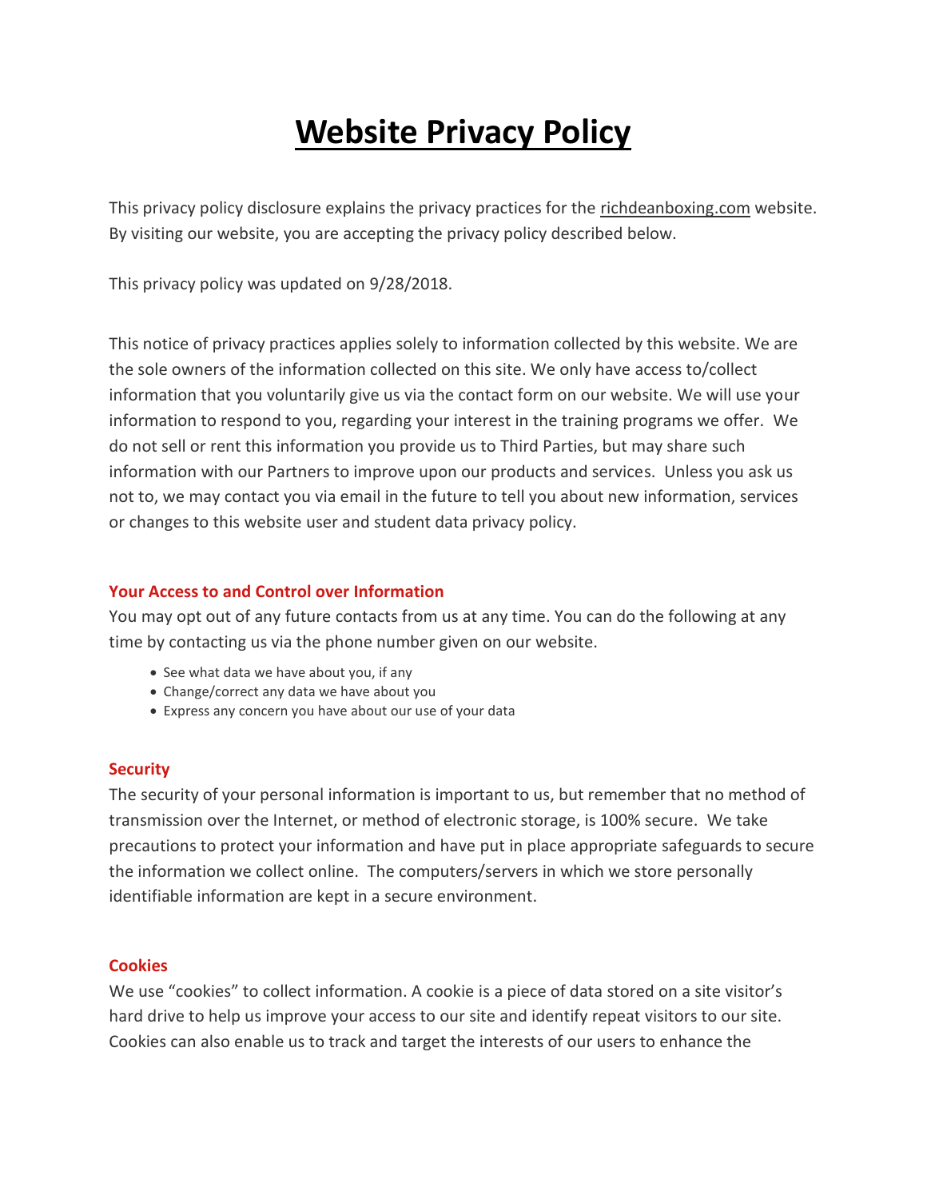# Website Privacy Policy

This privacy policy disclosure explains the privacy practices for the richdeanboxing.com website. By visiting our website, you are accepting the privacy policy described below.

This privacy policy was updated on 9/28/2018.

This notice of privacy practices applies solely to information collected by this website. We are the sole owners of the information collected on this site. We only have access to/collect information that you voluntarily give us via the contact form on our website. We will use your information to respond to you, regarding your interest in the training programs we offer. We do not sell or rent this information you provide us to Third Parties, but may share such information with our Partners to improve upon our products and services. Unless you ask us not to, we may contact you via email in the future to tell you about new information, services or changes to this website user and student data privacy policy.

### Your Access to and Control over Information

You may opt out of any future contacts from us at any time. You can do the following at any time by contacting us via the phone number given on our website.

- See what data we have about you, if any
- Change/correct any data we have about you
- Express any concern you have about our use of your data

### Security

The security of your personal information is important to us, but remember that no method of transmission over the Internet, or method of electronic storage, is 100% secure. We take precautions to protect your information and have put in place appropriate safeguards to secure the information we collect online. The computers/servers in which we store personally identifiable information are kept in a secure environment.

### Cookies

We use "cookies" to collect information. A cookie is a piece of data stored on a site visitor's hard drive to help us improve your access to our site and identify repeat visitors to our site. Cookies can also enable us to track and target the interests of our users to enhance the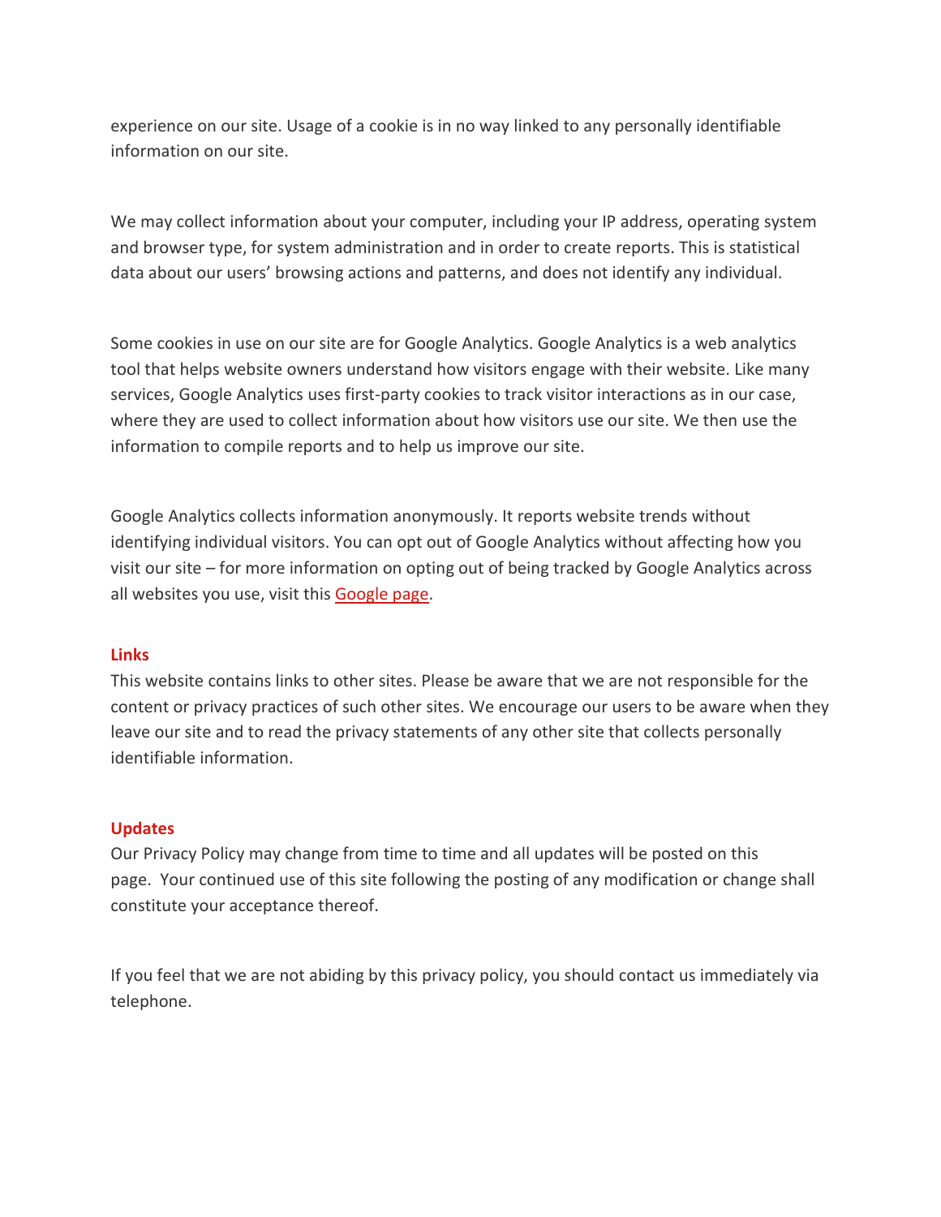experience on our site. Usage of a cookie is in no way linked to any personally identifiable information on our site.

We may collect information about your computer, including your IP address, operating system and browser type, for system administration and in order to create reports. This is statistical data about our users' browsing actions and patterns, and does not identify any individual.

Some cookies in use on our site are for Google Analytics. Google Analytics is a web analytics tool that helps website owners understand how visitors engage with their website. Like many services, Google Analytics uses first-party cookies to track visitor interactions as in our case, where they are used to collect information about how visitors use our site. We then use the information to compile reports and to help us improve our site.

Google Analytics collects information anonymously. It reports website trends without identifying individual visitors. You can opt out of Google Analytics without affecting how you visit our site – for more information on opting out of being tracked by Google Analytics across all websites you use, visit this Google page.

## Links

This website contains links to other sites. Please be aware that we are not responsible for the content or privacy practices of such other sites. We encourage our users to be aware when they leave our site and to read the privacy statements of any other site that collects personally identifiable information.

## Updates

Our Privacy Policy may change from time to time and all updates will be posted on this page. Your continued use of this site following the posting of any modification or change shall constitute your acceptance thereof.

If you feel that we are not abiding by this privacy policy, you should contact us immediately via telephone.